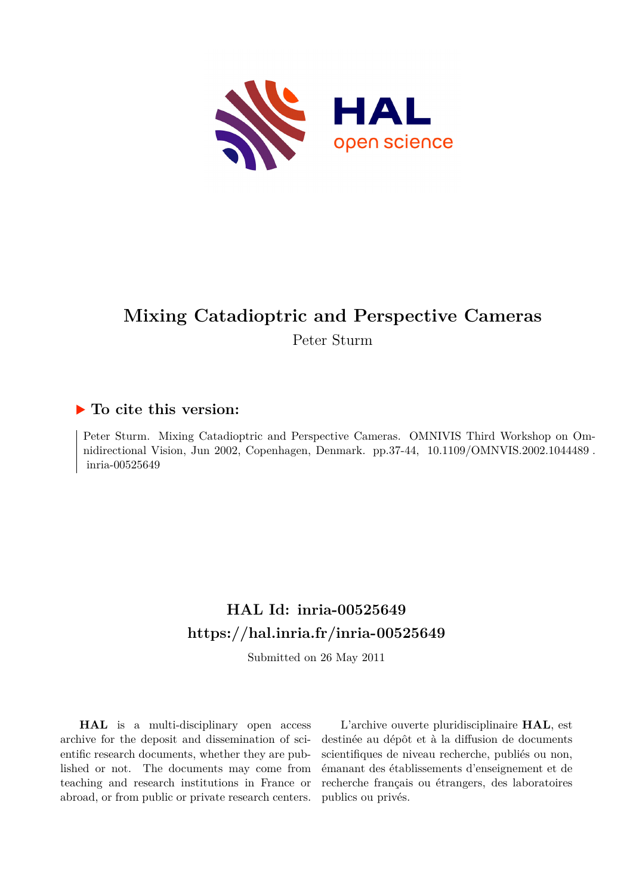# Mixing Catadioptric and Perspective Cameras

Peter Sturm

## ▶ To cite this version:

Peter Sturm. Mixing Catadioptric and Perspective Cameras. OMNIVIS Third Workshop on Omnidirectional Vision, Jun 2002, Copenhagen, Denmark. pp.37-44, 10.1109/OMNVIS.2002.1044489 . inria-00525649

## HAL Id: inria-00525649
## https://hal.inria.fr/inria-00525649

Submitted on 26 May 2011

**HAL** is a multi-disciplinary open access archive for the deposit and dissemination of scientific research documents, whether they are published or not. The documents may come from teaching and research institutions in France or abroad, or from public or private research centers.

L'archive ouverte pluridisciplinaire **HAL**, est destinée au dépôt et à la diffusion de documents scientifiques de niveau recherche, publiés ou non, émanant des établissements d'enseignement et de recherche français ou étrangers, des laboratoires publics ou privés.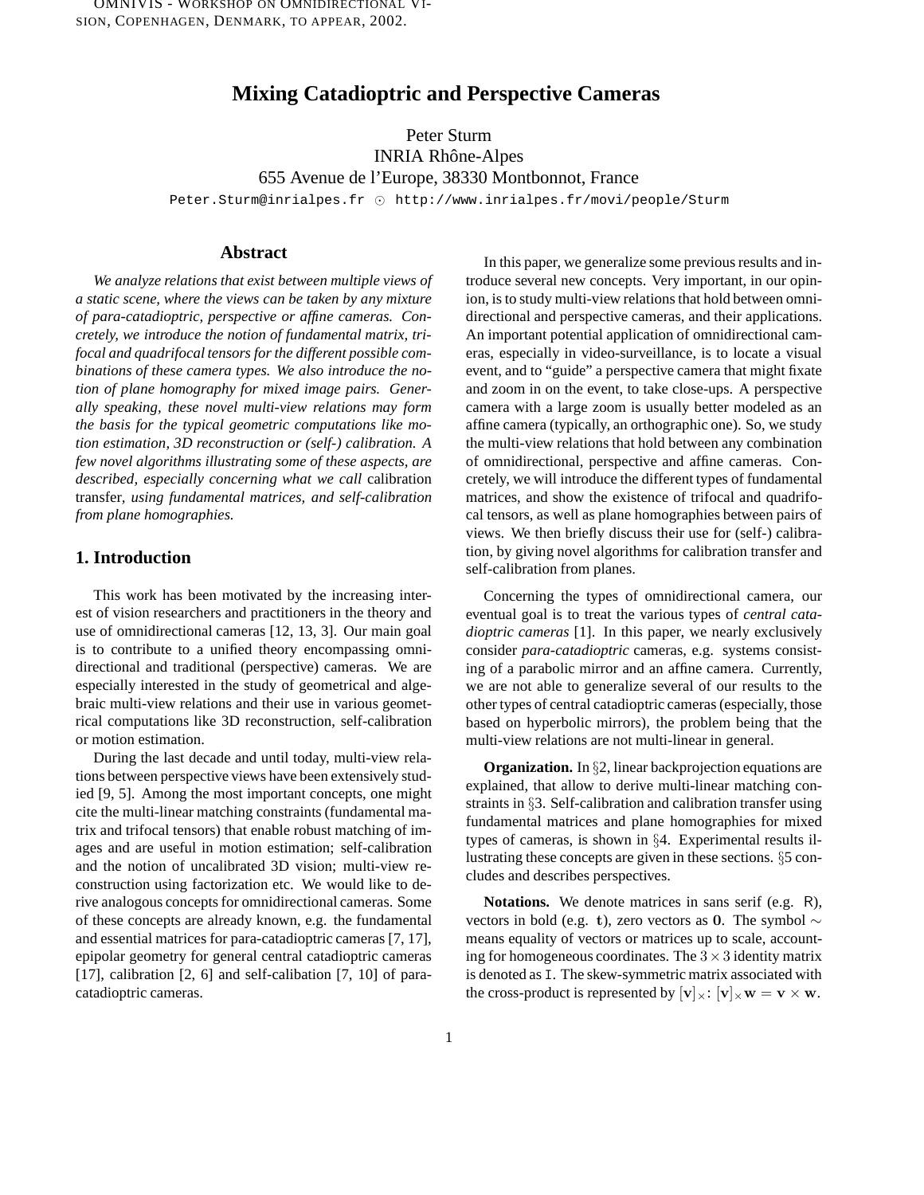# Mixing Catadioptric and Perspective Cameras

Peter Sturm
INRIA Rhône-Alpes
655 Avenue de l'Europe, 38330 Montbonnot, France
Peter.Sturm@inrialpes.fr ⊙ http://www.inrialpes.fr/movi/people/Sturm

## Abstract

*We analyze relations that exist between multiple views of a static scene, where the views can be taken by any mixture of para-catadioptric, perspective or affine cameras. Concretely, we introduce the notion of fundamental matrix, trifocal and quadrifocal tensors for the different possible combinations of these camera types. We also introduce the notion of plane homography for mixed image pairs. Generally speaking, these novel multi-view relations may form the basis for the typical geometric computations like motion estimation, 3D reconstruction or (self-) calibration. A few novel algorithms illustrating some of these aspects, are described, especially concerning what we call* calibration transfer, *using fundamental matrices, and self-calibration from plane homographies.*

## 1. Introduction

This work has been motivated by the increasing interest of vision researchers and practitioners in the theory and use of omnidirectional cameras [12, 13, 3]. Our main goal is to contribute to a unified theory encompassing omnidirectional and traditional (perspective) cameras. We are especially interested in the study of geometrical and algebraic multi-view relations and their use in various geometrical computations like 3D reconstruction, self-calibration or motion estimation.

During the last decade and until today, multi-view relations between perspective views have been extensively studied [9, 5]. Among the most important concepts, one might cite the multi-linear matching constraints (fundamental matrix and trifocal tensors) that enable robust matching of images and are useful in motion estimation; self-calibration and the notion of uncalibrated 3D vision; multi-view reconstruction using factorization etc. We would like to derive analogous concepts for omnidirectional cameras. Some of these concepts are already known, e.g. the fundamental and essential matrices for para-catadioptric cameras [7, 17], epipolar geometry for general central catadioptric cameras [17], calibration [2, 6] and self-calibation [7, 10] of para-catadioptric cameras.

In this paper, we generalize some previous results and introduce several new concepts. Very important, in our opinion, is to study multi-view relations that hold between omnidirectional and perspective cameras, and their applications. An important potential application of omnidirectional cameras, especially in video-surveillance, is to locate a visual event, and to "guide" a perspective camera that might fixate and zoom in on the event, to take close-ups. A perspective camera with a large zoom is usually better modeled as an affine camera (typically, an orthographic one). So, we study the multi-view relations that hold between any combination of omnidirectional, perspective and affine cameras. Concretely, we will introduce the different types of fundamental matrices, and show the existence of trifocal and quadrifocal tensors, as well as plane homographies between pairs of views. We then briefly discuss their use for (self-) calibration, by giving novel algorithms for calibration transfer and self-calibration from planes.

Concerning the types of omnidirectional camera, our eventual goal is to treat the various types of *central catadioptric cameras* [1]. In this paper, we nearly exclusively consider *para-catadioptric* cameras, e.g. systems consisting of a parabolic mirror and an affine camera. Currently, we are not able to generalize several of our results to the other types of central catadioptric cameras (especially, those based on hyperbolic mirrors), the problem being that the multi-view relations are not multi-linear in general.

**Organization.** In §2, linear backprojection equations are explained, that allow to derive multi-linear matching constraints in §3. Self-calibration and calibration transfer using fundamental matrices and plane homographies for mixed types of cameras, is shown in §4. Experimental results illustrating these concepts are given in these sections. §5 concludes and describes perspectives.

**Notations.** We denote matrices in sans serif (e.g. $\mathsf{R}$), vectors in bold (e.g. $\mathbf{t}$), zero vectors as $\mathbf{0}$. The symbol $\sim$ means equality of vectors or matrices up to scale, accounting for homogeneous coordinates. The $3 \times 3$ identity matrix is denoted as $\mathtt{I}$. The skew-symmetric matrix associated with the cross-product is represented by $[\mathbf{v}]_\times$: $[\mathbf{v}]_\times \mathbf{w} = \mathbf{v} \times \mathbf{w}$.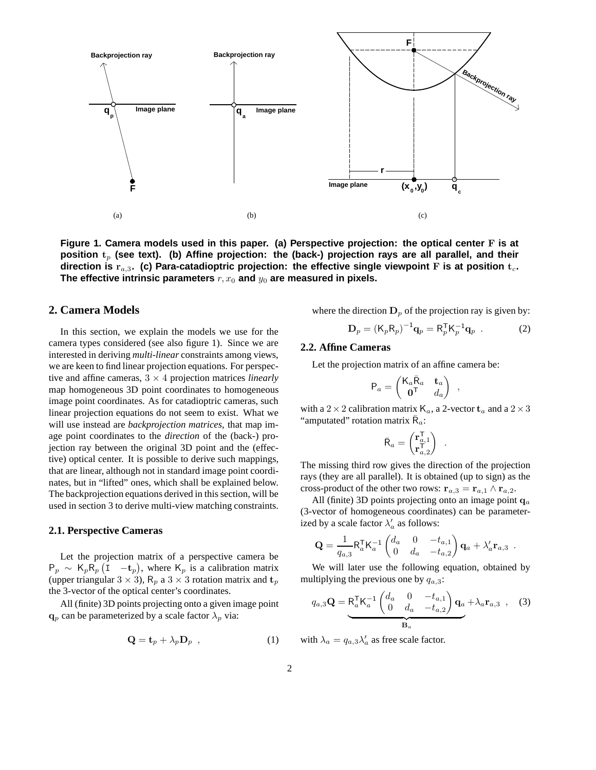Figure 1. Camera models used in this paper. (a) Perspective projection: the optical center $\mathbf{F}$ is at position $\mathbf{t}_p$ (see text). (b) Affine projection: the (back-) projection rays are all parallel, and their direction is $\mathbf{r}_{a,3}$. (c) Para-catadioptric projection: the effective single viewpoint $\mathbf{F}$ is at position $\mathbf{t}_c$. The effective intrinsic parameters $r, x_0$ and $y_0$ are measured in pixels.

## 2. Camera Models

In this section, we explain the models we use for the camera types considered (see also figure 1). Since we are interested in deriving *multi-linear* constraints among views, we are keen to find linear projection equations. For perspective and affine cameras, $3 \times 4$ projection matrices *linearly* map homogeneous 3D point coordinates to homogeneous image point coordinates. As for catadioptric cameras, such linear projection equations do not seem to exist. What we will use instead are *backprojection matrices*, that map image point coordinates to the *direction* of the (back-) projection ray between the original 3D point and the (effective) optical center. It is possible to derive such mappings, that are linear, although not in standard image point coordinates, but in "lifted" ones, which shall be explained below. The backprojection equations derived in this section, will be used in section 3 to derive multi-view matching constraints.

### 2.1. Perspective Cameras

Let the projection matrix of a perspective camera be $\mathsf{P}_p \sim \mathsf{K}_p\mathsf{R}_p \begin{pmatrix} \mathtt{I} & -\mathbf{t}_p \end{pmatrix}$, where $\mathsf{K}_p$ is a calibration matrix (upper triangular $3 \times 3$), $\mathsf{R}_p$ a $3 \times 3$ rotation matrix and $\mathbf{t}_p$ the 3-vector of the optical center's coordinates.

All (finite) 3D points projecting onto a given image point $\mathbf{q}_p$ can be parameterized by a scale factor $\lambda_p$ via:

$$\mathbf{Q} = \mathbf{t}_p + \lambda_p \mathbf{D}_p \quad , \tag{1}$$

where the direction $\mathbf{D}_p$ of the projection ray is given by:

$$\mathbf{D}_p = (\mathsf{K}_p\mathsf{R}_p)^{-1}\mathbf{q}_p = \mathsf{R}_p^\mathsf{T}\mathsf{K}_p^{-1}\mathbf{q}_p \quad . \tag{2}$$

### 2.2. Affine Cameras

Let the projection matrix of an affine camera be:

$$\mathsf{P}_a = \begin{pmatrix} \mathsf{K}_a\bar{\mathsf{R}}_a & \mathbf{t}_a \\ \mathbf{0}^\mathsf{T} & d_a \end{pmatrix} \quad ,$$

with a $2 \times 2$ calibration matrix $\mathsf{K}_a$, a 2-vector $\mathbf{t}_a$ and a $2 \times 3$ "amputated" rotation matrix $\bar{\mathsf{R}}_a$:

$$\bar{\mathsf{R}}_a = \begin{pmatrix} \mathbf{r}_{a,1}^\mathsf{T} \\ \mathbf{r}_{a,2}^\mathsf{T} \end{pmatrix} \quad .$$

The missing third row gives the direction of the projection rays (they are all parallel). It is obtained (up to sign) as the cross-product of the other two rows: $\mathbf{r}_{a,3} = \mathbf{r}_{a,1} \wedge \mathbf{r}_{a,2}$.

All (finite) 3D points projecting onto an image point $\mathbf{q}_a$ (3-vector of homogeneous coordinates) can be parameterized by a scale factor $\lambda'_a$ as follows:

$$\mathbf{Q} = \frac{1}{q_{a,3}}\mathsf{R}_a^\mathsf{T}\mathsf{K}_a^{-1}\begin{pmatrix} d_a & 0 & -t_{a,1} \\ 0 & d_a & -t_{a,2} \end{pmatrix}\mathbf{q}_a + \lambda'_a\mathbf{r}_{a,3} \quad .$$

We will later use the following equation, obtained by multiplying the previous one by $q_{a,3}$:

$$q_{a,3}\mathbf{Q} = \underbrace{\mathsf{R}_a^\mathsf{T}\mathsf{K}_a^{-1}\begin{pmatrix} d_a & 0 & -t_{a,1} \\ 0 & d_a & -t_{a,2} \end{pmatrix}}_{\mathbf{B}_a}\mathbf{q}_a + \lambda_a\mathbf{r}_{a,3} \quad , \tag{3}$$

with $\lambda_a = q_{a,3}\lambda'_a$ as free scale factor.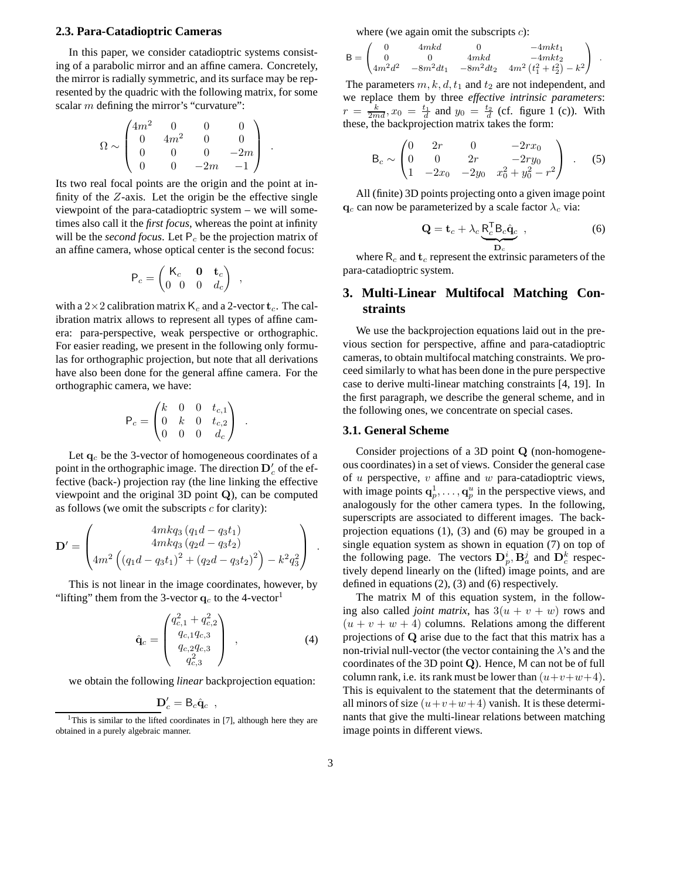### 2.3. Para-Catadioptric Cameras

In this paper, we consider catadioptric systems consisting of a parabolic mirror and an affine camera. Concretely, the mirror is radially symmetric, and its surface may be represented by the quadric with the following matrix, for some scalar $m$ defining the mirror's "curvature":

$$\Omega \sim \begin{pmatrix} 4m^2 & 0 & 0 & 0 \\ 0 & 4m^2 & 0 & 0 \\ 0 & 0 & 0 & -2m \\ 0 & 0 & -2m & -1 \end{pmatrix} .$$

Its two real focal points are the origin and the point at infinity of the $Z$-axis. Let the origin be the effective single viewpoint of the para-catadioptric system – we will sometimes also call it the *first focus*, whereas the point at infinity will be the *second focus*. Let $\mathsf{P}_c$ be the projection matrix of an affine camera, whose optical center is the second focus:

$$\mathsf{P}_c = \begin{pmatrix} \mathsf{K}_c & \mathbf{0} & \mathbf{t}_c \\ 0 \;\; 0 & 0 & d_c \end{pmatrix} ,$$

with a $2\times 2$ calibration matrix $\mathsf{K}_c$ and a 2-vector $\mathbf{t}_c$. The calibration matrix allows to represent all types of affine camera: para-perspective, weak perspective or orthographic. For easier reading, we present in the following only formulas for orthographic projection, but note that all derivations have also been done for the general affine camera. For the orthographic camera, we have:

$$\mathsf{P}_c = \begin{pmatrix} k & 0 & 0 & t_{c,1} \\ 0 & k & 0 & t_{c,2} \\ 0 & 0 & 0 & d_c \end{pmatrix} .$$

Let $\mathbf{q}_c$ be the 3-vector of homogeneous coordinates of a point in the orthographic image. The direction $\mathbf{D}'_c$ of the effective (back-) projection ray (the line linking the effective viewpoint and the original 3D point $\mathbf{Q}$), can be computed as follows (we omit the subscripts $c$ for clarity):

$$\mathbf{D}' = \begin{pmatrix} 4mkq_3\left(q_1 d - q_3 t_1\right) \\ 4mkq_3\left(q_2 d - q_3 t_2\right) \\ 4m^2\left(\left(q_1 d - q_3 t_1\right)^2 + \left(q_2 d - q_3 t_2\right)^2\right) - k^2 q_3^2 \end{pmatrix} .$$

This is not linear in the image coordinates, however, by "lifting" them from the 3-vector $\mathbf{q}_c$ to the 4-vector[1]

$$\hat{\mathbf{q}}_c = \begin{pmatrix} q_{c,1}^2 + q_{c,2}^2 \\ q_{c,1} q_{c,3} \\ q_{c,2} q_{c,3} \\ q_{c,3}^2 \end{pmatrix} , \quad (4)$$

we obtain the following *linear* backprojection equation:

$$\mathbf{D}'_c = \mathsf{B}_c \hat{\mathbf{q}}_c ,$$

where (we again omit the subscripts $c$):

$$\mathsf{B} = \begin{pmatrix} 0 & 4mkd & 0 & -4mkt_1 \\ 0 & 0 & 4mkd & -4mkt_2 \\ 4m^2d^2 & -8m^2dt_1 & -8m^2dt_2 & 4m^2\left(t_1^2 + t_2^2\right) - k^2 \end{pmatrix} .$$

The parameters $m, k, d, t_1$ and $t_2$ are not independent, and we replace them by three *effective intrinsic parameters*: $r = \frac{k}{2md}, x_0 = \frac{t_1}{d}$ and $y_0 = \frac{t_2}{d}$ (cf. figure 1 (c)). With these, the backprojection matrix takes the form:

$$\mathsf{B}_c \sim \begin{pmatrix} 0 & 2r & 0 & -2rx_0 \\ 0 & 0 & 2r & -2ry_0 \\ 1 & -2x_0 & -2y_0 & x_0^2 + y_0^2 - r^2 \end{pmatrix} . \quad (5)$$

All (finite) 3D points projecting onto a given image point $\mathbf{q}_c$ can now be parameterized by a scale factor $\lambda_c$ via:

$$\mathbf{Q} = \mathbf{t}_c + \lambda_c \underbrace{\mathsf{R}_c^{\mathsf{T}} \mathsf{B}_c \hat{\mathbf{q}}_c}_{\mathbf{D}_c} , \quad (6)$$

where $\mathsf{R}_c$ and $\mathbf{t}_c$ represent the extrinsic parameters of the para-catadioptric system.

## 3. Multi-Linear Multifocal Matching Constraints

We use the backprojection equations laid out in the previous section for perspective, affine and para-catadioptric cameras, to obtain multifocal matching constraints. We proceed similarly to what has been done in the pure perspective case to derive multi-linear matching constraints [4, 19]. In the first paragraph, we describe the general scheme, and in the following ones, we concentrate on special cases.

### 3.1. General Scheme

Consider projections of a 3D point $\mathbf{Q}$ (non-homogeneous coordinates) in a set of views. Consider the general case of $u$ perspective, $v$ affine and $w$ para-catadioptric views, with image points $\mathbf{q}_p^1, \ldots, \mathbf{q}_p^u$ in the perspective views, and analogously for the other camera types. In the following, superscripts are associated to different images. The backprojection equations (1), (3) and (6) may be grouped in a single equation system as shown in equation (7) on top of the following page. The vectors $\mathbf{D}_p^i, \mathbf{B}_a^j$ and $\mathbf{D}_c^k$ respectively depend linearly on the (lifted) image points, and are defined in equations (2), (3) and (6) respectively.

The matrix $\mathsf{M}$ of this equation system, in the following also called *joint matrix*, has $3(u+v+w)$ rows and $(u+v+w+4)$ columns. Relations among the different projections of $\mathbf{Q}$ arise due to the fact that this matrix has a non-trivial null-vector (the vector containing the $\lambda$'s and the coordinates of the 3D point $\mathbf{Q}$). Hence, $\mathsf{M}$ can not be of full column rank, i.e. its rank must be lower than $(u+v+w+4)$. This is equivalent to the statement that the determinants of all minors of size $(u+v+w+4)$ vanish. It is these determinants that give the multi-linear relations between matching image points in different views.

[1] This is similar to the lifted coordinates in [7], although here they are obtained in a purely algebraic manner.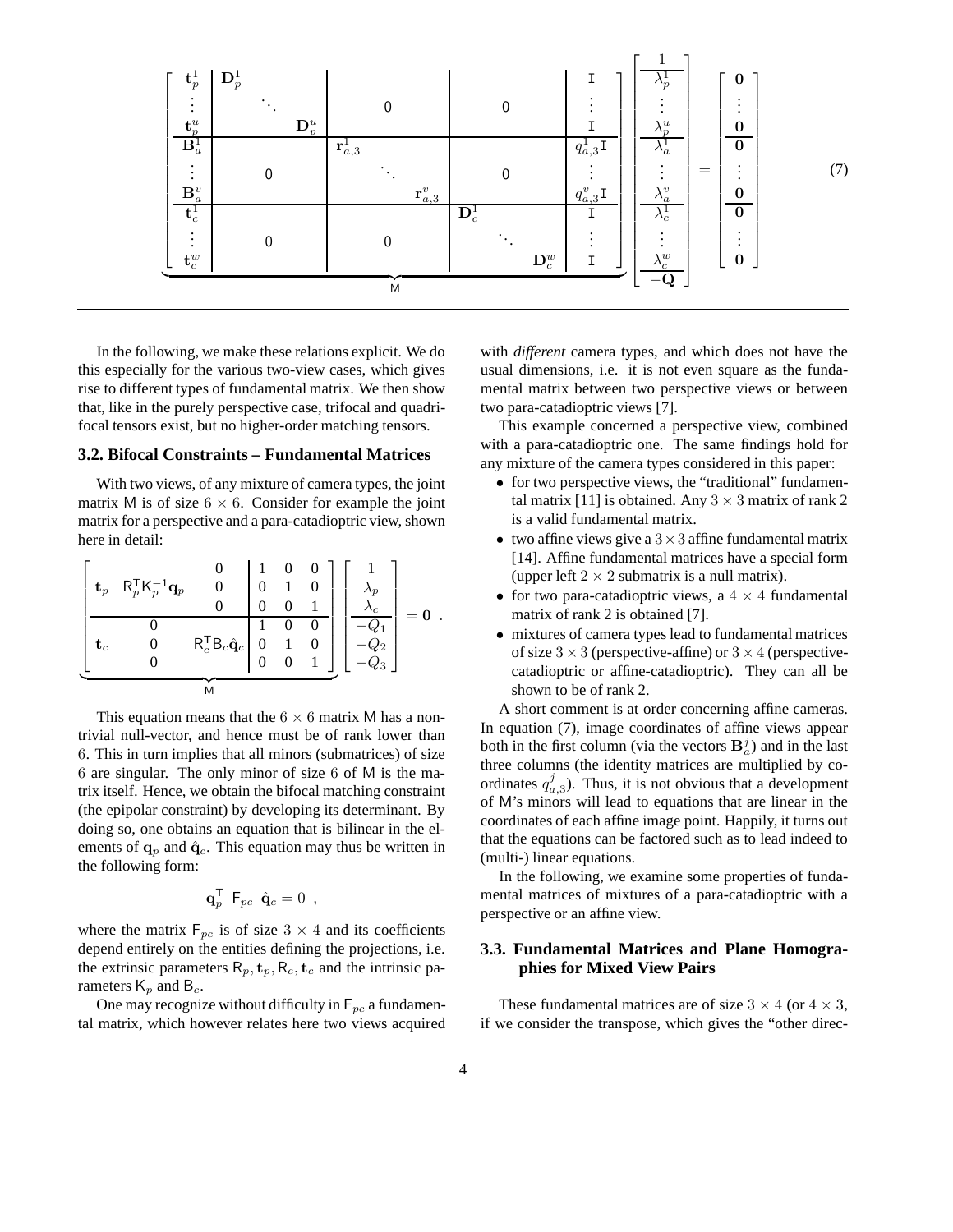$$
\underbrace{\left[\begin{array}{c|ccc|ccc|ccc|c}
\mathbf{t}_p^1 & \mathbf{D}_p^1 & & & & & & & & & \mathtt{I} \\
\vdots & & \ddots & & & 0 & & & 0 & & \vdots \\
\mathbf{t}_p^u & & & \mathbf{D}_p^u & & & & & & & \mathtt{I} \\
\hline
\mathbf{B}_a^1 & & & & \mathbf{r}_{a,3}^1 & & & & & & q_{a,3}^1 \mathtt{I} \\
\vdots & & 0 & & & \ddots & & & 0 & & \vdots \\
\mathbf{B}_a^v & & & & & & \mathbf{r}_{a,3}^v & & & & q_{a,3}^v \mathtt{I} \\
\hline
\mathbf{t}_c^1 & & & & & & & \mathbf{D}_c^1 & & & \mathtt{I} \\
\vdots & & 0 & & & 0 & & & \ddots & & \vdots \\
\mathbf{t}_c^w & & & & & & & & & \mathbf{D}_c^w & \mathtt{I}
\end{array}\right]}_{\mathsf{M}}
\left[\begin{array}{c}
1 \\ \hline \lambda_p^1 \\ \vdots \\ \lambda_p^u \\ \hline \lambda_a^1 \\ \vdots \\ \lambda_a^v \\ \hline \lambda_c^1 \\ \vdots \\ \lambda_c^w \\ \hline -\mathbf{Q}
\end{array}\right]
=
\left[\begin{array}{c}
\mathbf{0} \\ \vdots \\ \mathbf{0} \\ \hline \mathbf{0} \\ \vdots \\ \mathbf{0} \\ \hline \mathbf{0} \\ \vdots \\ \mathbf{0}
\end{array}\right]
\qquad (7)
$$

In the following, we make these relations explicit. We do this especially for the various two-view cases, which gives rise to different types of fundamental matrix. We then show that, like in the purely perspective case, trifocal and quadrifocal tensors exist, but no higher-order matching tensors.

### 3.2. Bifocal Constraints – Fundamental Matrices

With two views, of any mixture of camera types, the joint matrix M is of size $6 \times 6$. Consider for example the joint matrix for a perspective and a para-catadioptric view, shown here in detail:

$$
\underbrace{\left[\begin{array}{ccc|ccc}
 & & 0 & 1 & 0 & 0 \\
\mathbf{t}_p & \mathsf{R}_p^{\mathsf{T}}\mathsf{K}_p^{-1}\mathbf{q}_p & 0 & 0 & 1 & 0 \\
 & & 0 & 0 & 0 & 1 \\
\hline
 & 0 & & 1 & 0 & 0 \\
\mathbf{t}_c & 0 & \mathsf{R}_c^{\mathsf{T}}\mathsf{B}_c\hat{\mathbf{q}}_c & 0 & 1 & 0 \\
 & 0 & & 0 & 0 & 1
\end{array}\right]}_{\mathsf{M}}
\left[\begin{array}{c}
1 \\ \lambda_p \\ \lambda_c \\ \hline -Q_1 \\ -Q_2 \\ -Q_3
\end{array}\right] = \mathbf{0} \ .
$$

This equation means that the $6 \times 6$ matrix M has a non-trivial null-vector, and hence must be of rank lower than 6. This in turn implies that all minors (submatrices) of size 6 are singular. The only minor of size 6 of M is the matrix itself. Hence, we obtain the bifocal matching constraint (the epipolar constraint) by developing its determinant. By doing so, one obtains an equation that is bilinear in the elements of $\mathbf{q}_p$ and $\hat{\mathbf{q}}_c$. This equation may thus be written in the following form:

$$
\mathbf{q}_p^{\mathsf{T}} \ \mathsf{F}_{pc} \ \hat{\mathbf{q}}_c = 0 \ ,
$$

where the matrix $\mathsf{F}_{pc}$ is of size $3 \times 4$ and its coefficients depend entirely on the entities defining the projections, i.e. the extrinsic parameters $\mathsf{R}_p, \mathbf{t}_p, \mathsf{R}_c, \mathbf{t}_c$ and the intrinsic parameters $\mathsf{K}_p$ and $\mathsf{B}_c$.

One may recognize without difficulty in $\mathsf{F}_{pc}$ a fundamental matrix, which however relates here two views acquired with *different* camera types, and which does not have the usual dimensions, i.e. it is not even square as the fundamental matrix between two perspective views or between two para-catadioptric views [7].

This example concerned a perspective view, combined with a para-catadioptric one. The same findings hold for any mixture of the camera types considered in this paper:

- for two perspective views, the "traditional" fundamental matrix [11] is obtained. Any $3 \times 3$ matrix of rank 2 is a valid fundamental matrix.
- two affine views give a $3 \times 3$ affine fundamental matrix [14]. Affine fundamental matrices have a special form (upper left $2 \times 2$ submatrix is a null matrix).
- for two para-catadioptric views, a $4 \times 4$ fundamental matrix of rank 2 is obtained [7].
- mixtures of camera types lead to fundamental matrices of size $3 \times 3$ (perspective-affine) or $3 \times 4$ (perspective-catadioptric or affine-catadioptric). They can all be shown to be of rank 2.

A short comment is at order concerning affine cameras. In equation (7), image coordinates of affine views appear both in the first column (via the vectors $\mathbf{B}_a^j$) and in the last three columns (the identity matrices are multiplied by coordinates $q_{a,3}^j$). Thus, it is not obvious that a development of M's minors will lead to equations that are linear in the coordinates of each affine image point. Happily, it turns out that the equations can be factored such as to lead indeed to (multi-) linear equations.

In the following, we examine some properties of fundamental matrices of mixtures of a para-catadioptric with a perspective or an affine view.

### 3.3. Fundamental Matrices and Plane Homographies for Mixed View Pairs

These fundamental matrices are of size $3 \times 4$ (or $4 \times 3$, if we consider the transpose, which gives the "other direc-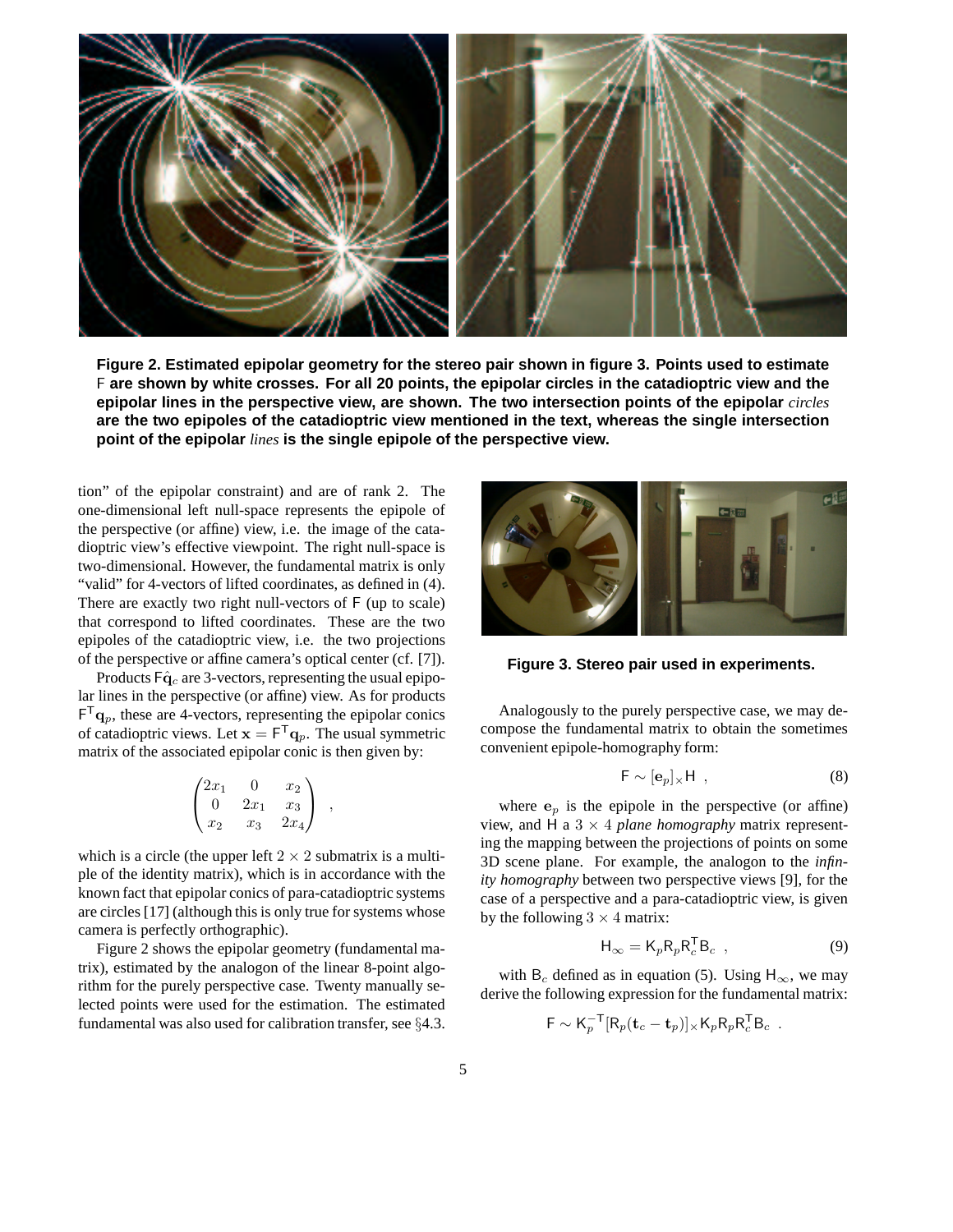**Figure 2. Estimated epipolar geometry for the stereo pair shown in figure 3. Points used to estimate F are shown by white crosses. For all 20 points, the epipolar circles in the catadioptric view and the epipolar lines in the perspective view, are shown. The two intersection points of the epipolar *circles* are the two epipoles of the catadioptric view mentioned in the text, whereas the single intersection point of the epipolar *lines* is the single epipole of the perspective view.**

tion" of the epipolar constraint) and are of rank 2. The one-dimensional left null-space represents the epipole of the perspective (or affine) view, i.e. the image of the catadioptric view's effective viewpoint. The right null-space is two-dimensional. However, the fundamental matrix is only "valid" for 4-vectors of lifted coordinates, as defined in (4). There are exactly two right null-vectors of F (up to scale) that correspond to lifted coordinates. These are the two epipoles of the catadioptric view, i.e. the two projections of the perspective or affine camera's optical center (cf. [7]).

Products $\mathsf{F}\hat{\mathbf{q}}_c$ are 3-vectors, representing the usual epipolar lines in the perspective (or affine) view. As for products $\mathsf{F}^\mathsf{T}\mathbf{q}_p$, these are 4-vectors, representing the epipolar conics of catadioptric views. Let $\mathbf{x} = \mathsf{F}^\mathsf{T}\mathbf{q}_p$. The usual symmetric matrix of the associated epipolar conic is then given by:

$$\begin{pmatrix} 2x_1 & 0 & x_2 \\ 0 & 2x_1 & x_3 \\ x_2 & x_3 & 2x_4 \end{pmatrix} \quad ,$$

which is a circle (the upper left $2 \times 2$ submatrix is a multiple of the identity matrix), which is in accordance with the known fact that epipolar conics of para-catadioptric systems are circles [17] (although this is only true for systems whose camera is perfectly orthographic).

Figure 2 shows the epipolar geometry (fundamental matrix), estimated by the analogon of the linear 8-point algorithm for the purely perspective case. Twenty manually selected points were used for the estimation. The estimated fundamental was also used for calibration transfer, see §4.3.

**Figure 3. Stereo pair used in experiments.**

Analogously to the purely perspective case, we may decompose the fundamental matrix to obtain the sometimes convenient epipole-homography form:

$$\mathsf{F} \sim [\mathbf{e}_p]_\times \mathsf{H} \quad , \tag{8}$$

where $\mathbf{e}_p$ is the epipole in the perspective (or affine) view, and H a $3 \times 4$ *plane homography* matrix representing the mapping between the projections of points on some 3D scene plane. For example, the analogon to the *infinity homography* between two perspective views [9], for the case of a perspective and a para-catadioptric view, is given by the following $3 \times 4$ matrix:

$$\mathsf{H}_\infty = \mathsf{K}_p \mathsf{R}_p \mathsf{R}_c^\mathsf{T} \mathsf{B}_c \quad , \tag{9}$$

with $\mathsf{B}_c$ defined as in equation (5). Using $\mathsf{H}_\infty$, we may derive the following expression for the fundamental matrix:

$$\mathsf{F} \sim \mathsf{K}_p^{-\mathsf{T}} [\mathsf{R}_p(\mathbf{t}_c - \mathbf{t}_p)]_\times \mathsf{K}_p \mathsf{R}_p \mathsf{R}_c^\mathsf{T} \mathsf{B}_c \quad .$$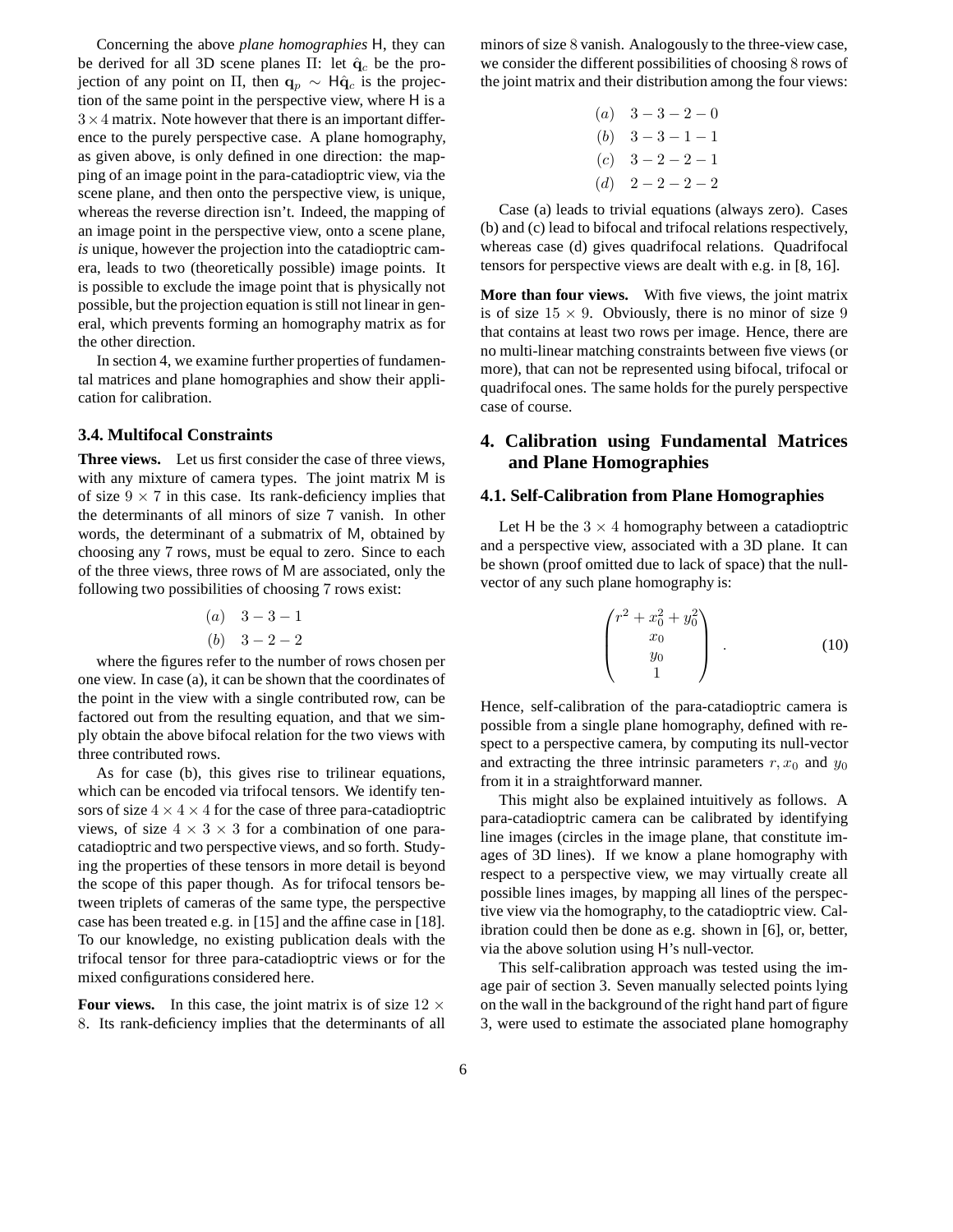Concerning the above *plane homographies* H, they can be derived for all 3D scene planes $\Pi$: let $\hat{\mathbf{q}}_c$ be the projection of any point on $\Pi$, then $\mathbf{q}_p \sim \mathsf{H}\hat{\mathbf{q}}_c$ is the projection of the same point in the perspective view, where H is a $3 \times 4$ matrix. Note however that there is an important difference to the purely perspective case. A plane homography, as given above, is only defined in one direction: the mapping of an image point in the para-catadioptric view, via the scene plane, and then onto the perspective view, is unique, whereas the reverse direction isn't. Indeed, the mapping of an image point in the perspective view, onto a scene plane, *is* unique, however the projection into the catadioptric camera, leads to two (theoretically possible) image points. It is possible to exclude the image point that is physically not possible, but the projection equation is still not linear in general, which prevents forming an homography matrix as for the other direction.

In section 4, we examine further properties of fundamental matrices and plane homographies and show their application for calibration.

### 3.4. Multifocal Constraints

**Three views.** Let us first consider the case of three views, with any mixture of camera types. The joint matrix M is of size $9 \times 7$ in this case. Its rank-deficiency implies that the determinants of all minors of size 7 vanish. In other words, the determinant of a submatrix of M, obtained by choosing any 7 rows, must be equal to zero. Since to each of the three views, three rows of M are associated, only the following two possibilities of choosing 7 rows exist:

$$
\begin{aligned}
&(a) \quad 3-3-1 \\
&(b) \quad 3-2-2
\end{aligned}
$$

where the figures refer to the number of rows chosen per one view. In case (a), it can be shown that the coordinates of the point in the view with a single contributed row, can be factored out from the resulting equation, and that we simply obtain the above bifocal relation for the two views with three contributed rows.

As for case (b), this gives rise to trilinear equations, which can be encoded via trifocal tensors. We identify tensors of size $4 \times 4 \times 4$ for the case of three para-catadioptric views, of size $4 \times 3 \times 3$ for a combination of one para-catadioptric and two perspective views, and so forth. Studying the properties of these tensors in more detail is beyond the scope of this paper though. As for trifocal tensors between triplets of cameras of the same type, the perspective case has been treated e.g. in [15] and the affine case in [18]. To our knowledge, no existing publication deals with the trifocal tensor for three para-catadioptric views or for the mixed configurations considered here.

**Four views.** In this case, the joint matrix is of size $12 \times 8$. Its rank-deficiency implies that the determinants of all minors of size 8 vanish. Analogously to the three-view case, we consider the different possibilities of choosing 8 rows of the joint matrix and their distribution among the four views:

$$
\begin{aligned}
&(a) \quad 3-3-2-0 \\
&(b) \quad 3-3-1-1 \\
&(c) \quad 3-2-2-1 \\
&(d) \quad 2-2-2-2
\end{aligned}
$$

Case (a) leads to trivial equations (always zero). Cases (b) and (c) lead to bifocal and trifocal relations respectively, whereas case (d) gives quadrifocal relations. Quadrifocal tensors for perspective views are dealt with e.g. in [8, 16].

**More than four views.** With five views, the joint matrix is of size $15 \times 9$. Obviously, there is no minor of size 9 that contains at least two rows per image. Hence, there are no multi-linear matching constraints between five views (or more), that can not be represented using bifocal, trifocal or quadrifocal ones. The same holds for the purely perspective case of course.

## 4. Calibration using Fundamental Matrices and Plane Homographies

### 4.1. Self-Calibration from Plane Homographies

Let H be the $3 \times 4$ homography between a catadioptric and a perspective view, associated with a 3D plane. It can be shown (proof omitted due to lack of space) that the null-vector of any such plane homography is:

$$
\begin{pmatrix} r^2 + x_0^2 + y_0^2 \\ x_0 \\ y_0 \\ 1 \end{pmatrix} \quad . \tag{10}
$$

Hence, self-calibration of the para-catadioptric camera is possible from a single plane homography, defined with respect to a perspective camera, by computing its null-vector and extracting the three intrinsic parameters $r, x_0$ and $y_0$ from it in a straightforward manner.

This might also be explained intuitively as follows. A para-catadioptric camera can be calibrated by identifying line images (circles in the image plane, that constitute images of 3D lines). If we know a plane homography with respect to a perspective view, we may virtually create all possible lines images, by mapping all lines of the perspective view via the homography, to the catadioptric view. Calibration could then be done as e.g. shown in [6], or, better, via the above solution using H's null-vector.

This self-calibration approach was tested using the image pair of section 3. Seven manually selected points lying on the wall in the background of the right hand part of figure 3, were used to estimate the associated plane homography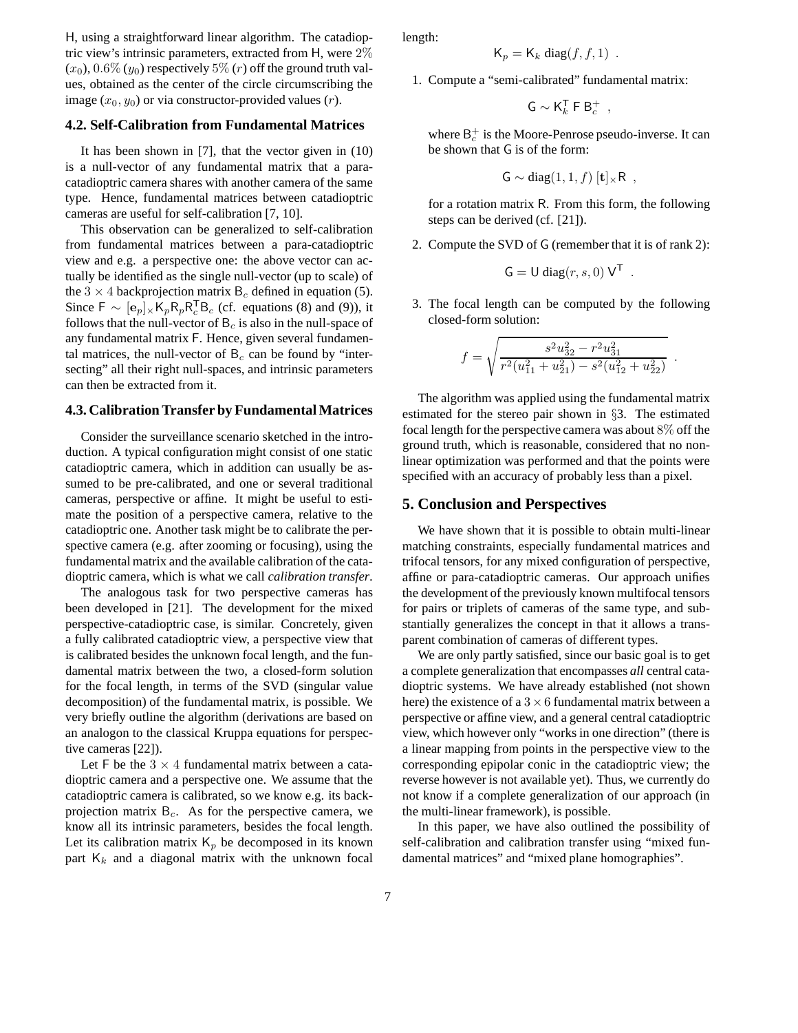H, using a straightforward linear algorithm. The catadioptric view's intrinsic parameters, extracted from H, were $2\%$ ($x_0$), $0.6\%$ ($y_0$) respectively $5\%$ ($r$) off the ground truth values, obtained as the center of the circle circumscribing the image ($x_0, y_0$) or via constructor-provided values ($r$).

### 4.2. Self-Calibration from Fundamental Matrices

It has been shown in [7], that the vector given in (10) is a null-vector of any fundamental matrix that a para-catadioptric camera shares with another camera of the same type. Hence, fundamental matrices between catadioptric cameras are useful for self-calibration [7, 10].

This observation can be generalized to self-calibration from fundamental matrices between a para-catadioptric view and e.g. a perspective one: the above vector can actually be identified as the single null-vector (up to scale) of the $3 \times 4$ backprojection matrix $\mathsf{B}_c$ defined in equation (5). Since $\mathsf{F} \sim [\mathbf{e}_p]_\times \mathsf{K}_p \mathsf{R}_p \mathsf{R}_c^\mathsf{T} \mathsf{B}_c$ (cf. equations (8) and (9)), it follows that the null-vector of $\mathsf{B}_c$ is also in the null-space of any fundamental matrix F. Hence, given several fundamental matrices, the null-vector of $\mathsf{B}_c$ can be found by "intersecting" all their right null-spaces, and intrinsic parameters can then be extracted from it.

### 4.3. Calibration Transfer by Fundamental Matrices

Consider the surveillance scenario sketched in the introduction. A typical configuration might consist of one static catadioptric camera, which in addition can usually be assumed to be pre-calibrated, and one or several traditional cameras, perspective or affine. It might be useful to estimate the position of a perspective camera, relative to the catadioptric one. Another task might be to calibrate the perspective camera (e.g. after zooming or focusing), using the fundamental matrix and the available calibration of the catadioptric camera, which is what we call *calibration transfer*.

The analogous task for two perspective cameras has been developed in [21]. The development for the mixed perspective-catadioptric case, is similar. Concretely, given a fully calibrated catadioptric view, a perspective view that is calibrated besides the unknown focal length, and the fundamental matrix between the two, a closed-form solution for the focal length, in terms of the SVD (singular value decomposition) of the fundamental matrix, is possible. We very briefly outline the algorithm (derivations are based on an analogon to the classical Kruppa equations for perspective cameras [22]).

Let F be the $3 \times 4$ fundamental matrix between a catadioptric camera and a perspective one. We assume that the catadioptric camera is calibrated, so we know e.g. its backprojection matrix $\mathsf{B}_c$. As for the perspective camera, we know all its intrinsic parameters, besides the focal length. Let its calibration matrix $\mathsf{K}_p$ be decomposed in its known part $\mathsf{K}_k$ and a diagonal matrix with the unknown focal length:

$$\mathsf{K}_p = \mathsf{K}_k \operatorname{diag}(f, f, 1) \ .$$

1. Compute a "semi-calibrated" fundamental matrix:

   $$\mathsf{G} \sim \mathsf{K}_k^\mathsf{T} \, \mathsf{F} \, \mathsf{B}_c^+ \ ,$$

   where $\mathsf{B}_c^+$ is the Moore-Penrose pseudo-inverse. It can be shown that G is of the form:

   $$\mathsf{G} \sim \operatorname{diag}(1, 1, f) \, [\mathbf{t}]_\times \mathsf{R} \ ,$$

   for a rotation matrix R. From this form, the following steps can be derived (cf. [21]).

2. Compute the SVD of G (remember that it is of rank 2):

   $$\mathsf{G} = \mathsf{U} \operatorname{diag}(r, s, 0) \, \mathsf{V}^\mathsf{T} \ .$$

3. The focal length can be computed by the following closed-form solution:

   $$f = \sqrt{\frac{s^2 u_{32}^2 - r^2 u_{31}^2}{r^2(u_{11}^2 + u_{21}^2) - s^2(u_{12}^2 + u_{22}^2)}} \ .$$

The algorithm was applied using the fundamental matrix estimated for the stereo pair shown in §3. The estimated focal length for the perspective camera was about $8\%$ off the ground truth, which is reasonable, considered that no non-linear optimization was performed and that the points were specified with an accuracy of probably less than a pixel.

## 5. Conclusion and Perspectives

We have shown that it is possible to obtain multi-linear matching constraints, especially fundamental matrices and trifocal tensors, for any mixed configuration of perspective, affine or para-catadioptric cameras. Our approach unifies the development of the previously known multifocal tensors for pairs or triplets of cameras of the same type, and substantially generalizes the concept in that it allows a transparent combination of cameras of different types.

We are only partly satisfied, since our basic goal is to get a complete generalization that encompasses *all* central catadioptric systems. We have already established (not shown here) the existence of a $3 \times 6$ fundamental matrix between a perspective or affine view, and a general central catadioptric view, which however only "works in one direction" (there is a linear mapping from points in the perspective view to the corresponding epipolar conic in the catadioptric view; the reverse however is not available yet). Thus, we currently do not know if a complete generalization of our approach (in the multi-linear framework), is possible.

In this paper, we have also outlined the possibility of self-calibration and calibration transfer using "mixed fundamental matrices" and "mixed plane homographies".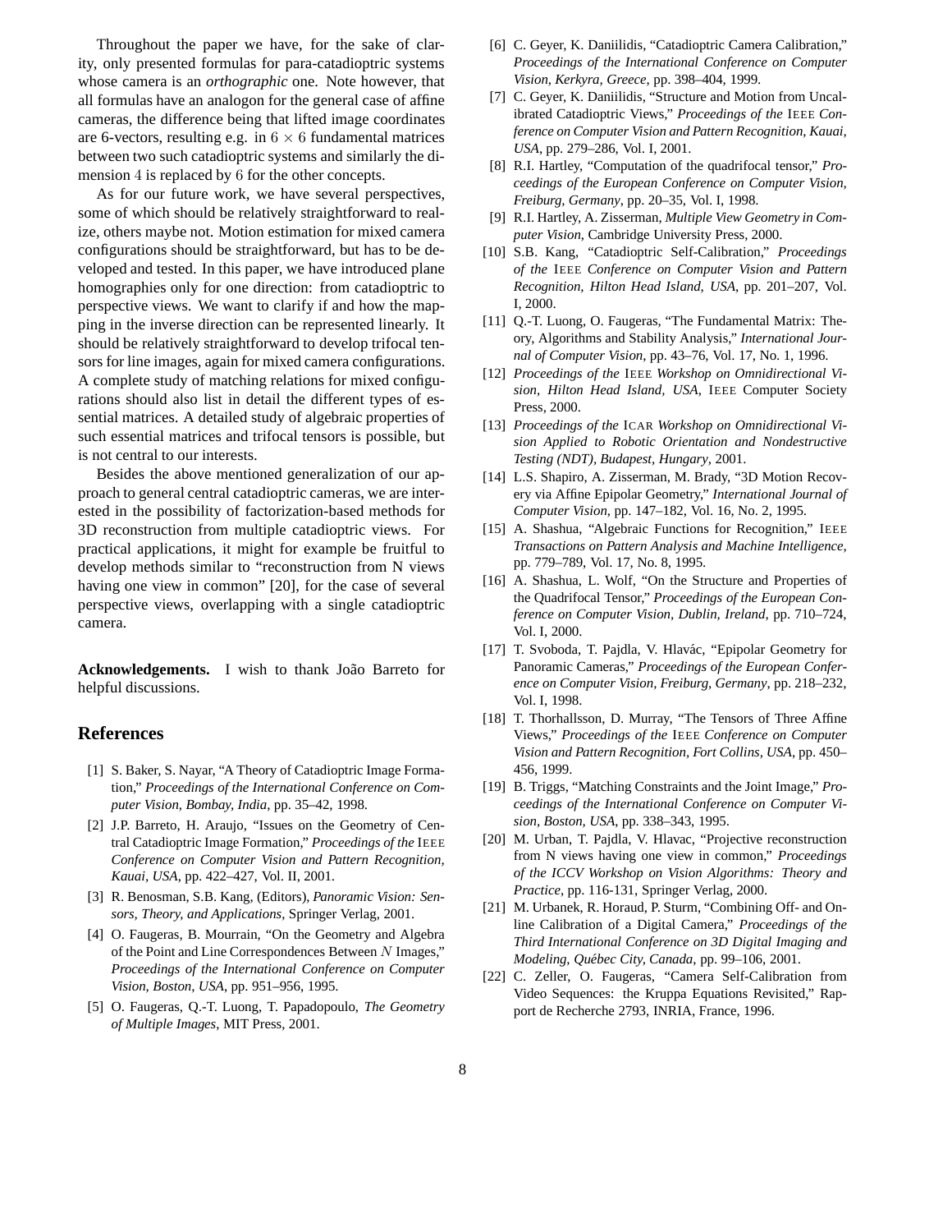Throughout the paper we have, for the sake of clarity, only presented formulas for para-catadioptric systems whose camera is an *orthographic* one. Note however, that all formulas have an analogon for the general case of affine cameras, the difference being that lifted image coordinates are 6-vectors, resulting e.g. in $6 \times 6$ fundamental matrices between two such catadioptric systems and similarly the dimension $4$ is replaced by $6$ for the other concepts.

As for our future work, we have several perspectives, some of which should be relatively straightforward to realize, others maybe not. Motion estimation for mixed camera configurations should be straightforward, but has to be developed and tested. In this paper, we have introduced plane homographies only for one direction: from catadioptric to perspective views. We want to clarify if and how the mapping in the inverse direction can be represented linearly. It should be relatively straightforward to develop trifocal tensors for line images, again for mixed camera configurations. A complete study of matching relations for mixed configurations should also list in detail the different types of essential matrices. A detailed study of algebraic properties of such essential matrices and trifocal tensors is possible, but is not central to our interests.

Besides the above mentioned generalization of our approach to general central catadioptric cameras, we are interested in the possibility of factorization-based methods for 3D reconstruction from multiple catadioptric views. For practical applications, it might for example be fruitful to develop methods similar to "reconstruction from N views having one view in common" [20], for the case of several perspective views, overlapping with a single catadioptric camera.

**Acknowledgements.** I wish to thank João Barreto for helpful discussions.

## References

[1] S. Baker, S. Nayar, "A Theory of Catadioptric Image Formation," *Proceedings of the International Conference on Computer Vision, Bombay, India*, pp. 35–42, 1998.

[2] J.P. Barreto, H. Araujo, "Issues on the Geometry of Central Catadioptric Image Formation," *Proceedings of the* IEEE *Conference on Computer Vision and Pattern Recognition, Kauai, USA*, pp. 422–427, Vol. II, 2001.

[3] R. Benosman, S.B. Kang, (Editors), *Panoramic Vision: Sensors, Theory, and Applications*, Springer Verlag, 2001.

[4] O. Faugeras, B. Mourrain, "On the Geometry and Algebra of the Point and Line Correspondences Between $N$ Images," *Proceedings of the International Conference on Computer Vision, Boston, USA*, pp. 951–956, 1995.

[5] O. Faugeras, Q.-T. Luong, T. Papadopoulo, *The Geometry of Multiple Images*, MIT Press, 2001.

[6] C. Geyer, K. Daniilidis, "Catadioptric Camera Calibration," *Proceedings of the International Conference on Computer Vision, Kerkyra, Greece*, pp. 398–404, 1999.

[7] C. Geyer, K. Daniilidis, "Structure and Motion from Uncalibrated Catadioptric Views," *Proceedings of the* IEEE *Conference on Computer Vision and Pattern Recognition, Kauai, USA*, pp. 279–286, Vol. I, 2001.

[8] R.I. Hartley, "Computation of the quadrifocal tensor," *Proceedings of the European Conference on Computer Vision, Freiburg, Germany*, pp. 20–35, Vol. I, 1998.

[9] R.I. Hartley, A. Zisserman, *Multiple View Geometry in Computer Vision*, Cambridge University Press, 2000.

[10] S.B. Kang, "Catadioptric Self-Calibration," *Proceedings of the* IEEE *Conference on Computer Vision and Pattern Recognition, Hilton Head Island, USA*, pp. 201–207, Vol. I, 2000.

[11] Q.-T. Luong, O. Faugeras, "The Fundamental Matrix: Theory, Algorithms and Stability Analysis," *International Journal of Computer Vision*, pp. 43–76, Vol. 17, No. 1, 1996.

[12] *Proceedings of the* IEEE *Workshop on Omnidirectional Vision, Hilton Head Island, USA*, IEEE Computer Society Press, 2000.

[13] *Proceedings of the* ICAR *Workshop on Omnidirectional Vision Applied to Robotic Orientation and Nondestructive Testing (NDT), Budapest, Hungary*, 2001.

[14] L.S. Shapiro, A. Zisserman, M. Brady, "3D Motion Recovery via Affine Epipolar Geometry," *International Journal of Computer Vision*, pp. 147–182, Vol. 16, No. 2, 1995.

[15] A. Shashua, "Algebraic Functions for Recognition," IEEE *Transactions on Pattern Analysis and Machine Intelligence*, pp. 779–789, Vol. 17, No. 8, 1995.

[16] A. Shashua, L. Wolf, "On the Structure and Properties of the Quadrifocal Tensor," *Proceedings of the European Conference on Computer Vision, Dublin, Ireland*, pp. 710–724, Vol. I, 2000.

[17] T. Svoboda, T. Pajdla, V. Hlavác, "Epipolar Geometry for Panoramic Cameras," *Proceedings of the European Conference on Computer Vision, Freiburg, Germany*, pp. 218–232, Vol. I, 1998.

[18] T. Thorhallsson, D. Murray, "The Tensors of Three Affine Views," *Proceedings of the* IEEE *Conference on Computer Vision and Pattern Recognition, Fort Collins, USA*, pp. 450–456, 1999.

[19] B. Triggs, "Matching Constraints and the Joint Image," *Proceedings of the International Conference on Computer Vision, Boston, USA*, pp. 338–343, 1995.

[20] M. Urban, T. Pajdla, V. Hlavac, "Projective reconstruction from N views having one view in common," *Proceedings of the ICCV Workshop on Vision Algorithms: Theory and Practice*, pp. 116-131, Springer Verlag, 2000.

[21] M. Urbanek, R. Horaud, P. Sturm, "Combining Off- and Online Calibration of a Digital Camera," *Proceedings of the Third International Conference on 3D Digital Imaging and Modeling, Québec City, Canada*, pp. 99–106, 2001.

[22] C. Zeller, O. Faugeras, "Camera Self-Calibration from Video Sequences: the Kruppa Equations Revisited," Rapport de Recherche 2793, INRIA, France, 1996.